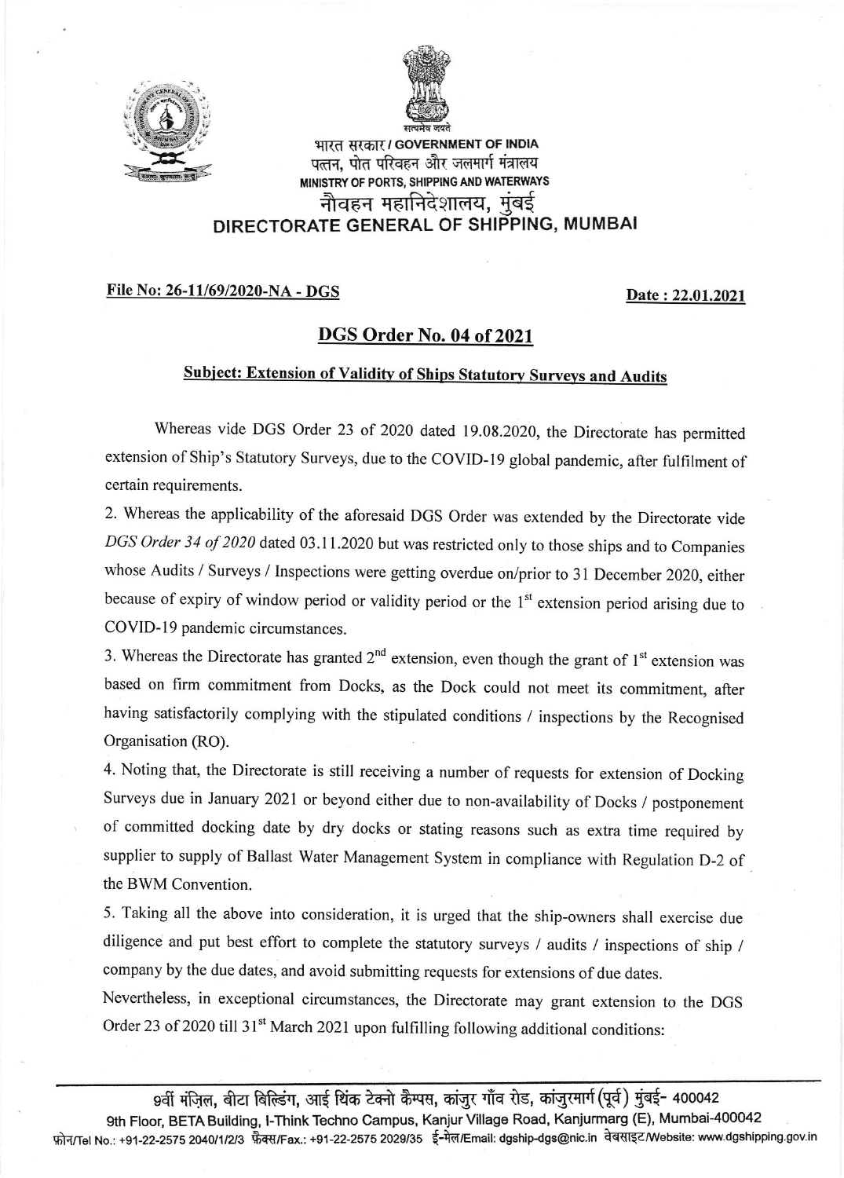भारत सरकार / GOVERNMENT OF INDIA

पत्तन, पोत परिवहन और जलमार्ग मंत्रालय

MINISTRY OF PORTS, SHIPPING AND WATERWAYS

# नौवहन महानिदेशालय, मुंबई
# DIRECTORATE GENERAL OF SHIPPING, MUMBAI

**File No: 26-11/69/2020-NA - DGS** **Date : 22.01.2021**

## DGS Order No. 04 of 2021

### Subject: Extension of Validity of Ships Statutory Surveys and Audits

Whereas vide DGS Order 23 of 2020 dated 19.08.2020, the Directorate has permitted extension of Ship's Statutory Surveys, due to the COVID-19 global pandemic, after fulfilment of certain requirements.

2. Whereas the applicability of the aforesaid DGS Order was extended by the Directorate vide *DGS Order 34 of 2020* dated 03.11.2020 but was restricted only to those ships and to Companies whose Audits / Surveys / Inspections were getting overdue on/prior to 31 December 2020, either because of expiry of window period or validity period or the 1st extension period arising due to COVID-19 pandemic circumstances.

3. Whereas the Directorate has granted 2nd extension, even though the grant of 1st extension was based on firm commitment from Docks, as the Dock could not meet its commitment, after having satisfactorily complying with the stipulated conditions / inspections by the Recognised Organisation (RO).

4. Noting that, the Directorate is still receiving a number of requests for extension of Docking Surveys due in January 2021 or beyond either due to non-availability of Docks / postponement of committed docking date by dry docks or stating reasons such as extra time required by supplier to supply of Ballast Water Management System in compliance with Regulation D-2 of the BWM Convention.

5. Taking all the above into consideration, it is urged that the ship-owners shall exercise due diligence and put best effort to complete the statutory surveys / audits / inspections of ship / company by the due dates, and avoid submitting requests for extensions of due dates.

Nevertheless, in exceptional circumstances, the Directorate may grant extension to the DGS Order 23 of 2020 till 31st March 2021 upon fulfilling following additional conditions: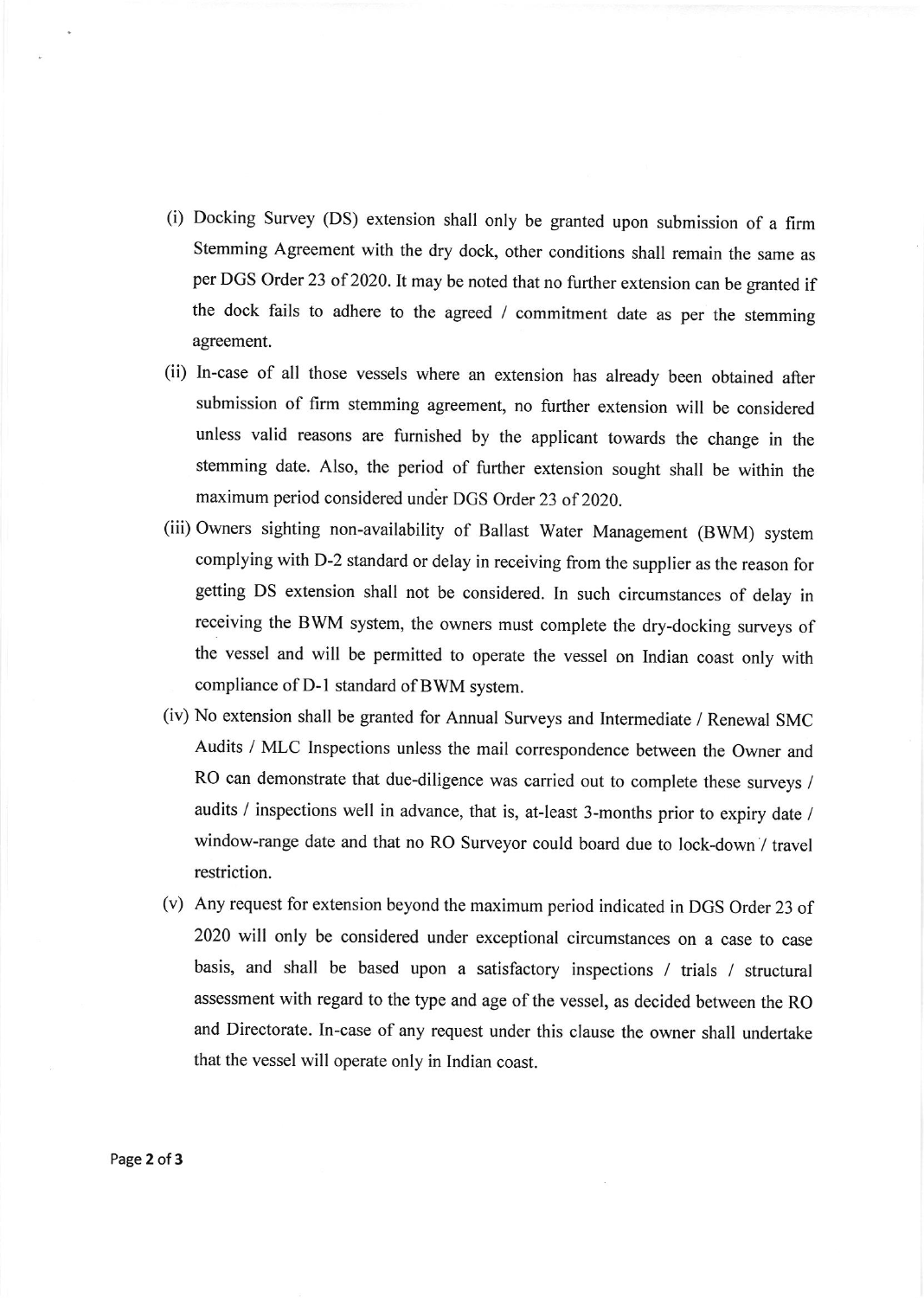(i) Docking Survey (DS) extension shall only be granted upon submission of a firm Stemming Agreement with the dry dock, other conditions shall remain the same as per DGS Order 23 of 2020. It may be noted that no further extension can be granted if the dock fails to adhere to the agreed / commitment date as per the stemming agreement.

(ii) In-case of all those vessels where an extension has already been obtained after submission of firm stemming agreement, no further extension will be considered unless valid reasons are furnished by the applicant towards the change in the stemming date. Also, the period of further extension sought shall be within the maximum period considered under DGS Order 23 of 2020.

(iii) Owners sighting non-availability of Ballast Water Management (BWM) system complying with D-2 standard or delay in receiving from the supplier as the reason for getting DS extension shall not be considered. In such circumstances of delay in receiving the BWM system, the owners must complete the dry-docking surveys of the vessel and will be permitted to operate the vessel on Indian coast only with compliance of D-1 standard of BWM system.

(iv) No extension shall be granted for Annual Surveys and Intermediate / Renewal SMC Audits / MLC Inspections unless the mail correspondence between the Owner and RO can demonstrate that due-diligence was carried out to complete these surveys / audits / inspections well in advance, that is, at-least 3-months prior to expiry date / window-range date and that no RO Surveyor could board due to lock-down / travel restriction.

(v) Any request for extension beyond the maximum period indicated in DGS Order 23 of 2020 will only be considered under exceptional circumstances on a case to case basis, and shall be based upon a satisfactory inspections / trials / structural assessment with regard to the type and age of the vessel, as decided between the RO and Directorate. In-case of any request under this clause the owner shall undertake that the vessel will operate only in Indian coast.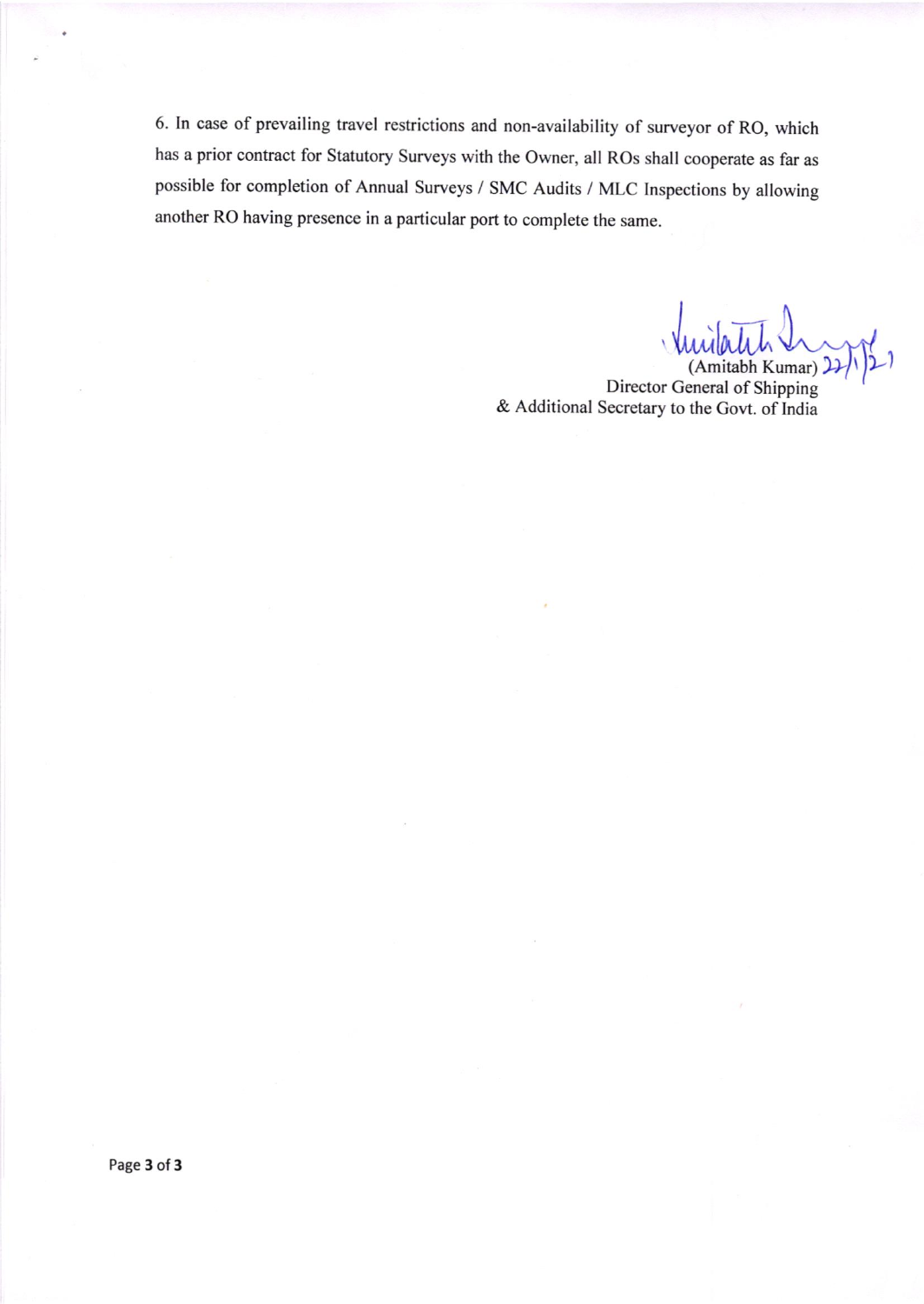6. In case of prevailing travel restrictions and non-availability of surveyor of RO, which has a prior contract for Statutory Surveys with the Owner, all ROs shall cooperate as far as possible for completion of Annual Surveys / SMC Audits / MLC Inspections by allowing another RO having presence in a particular port to complete the same.

(Amitabh Kumar) 22/1/21
Director General of Shipping
& Additional Secretary to the Govt. of India